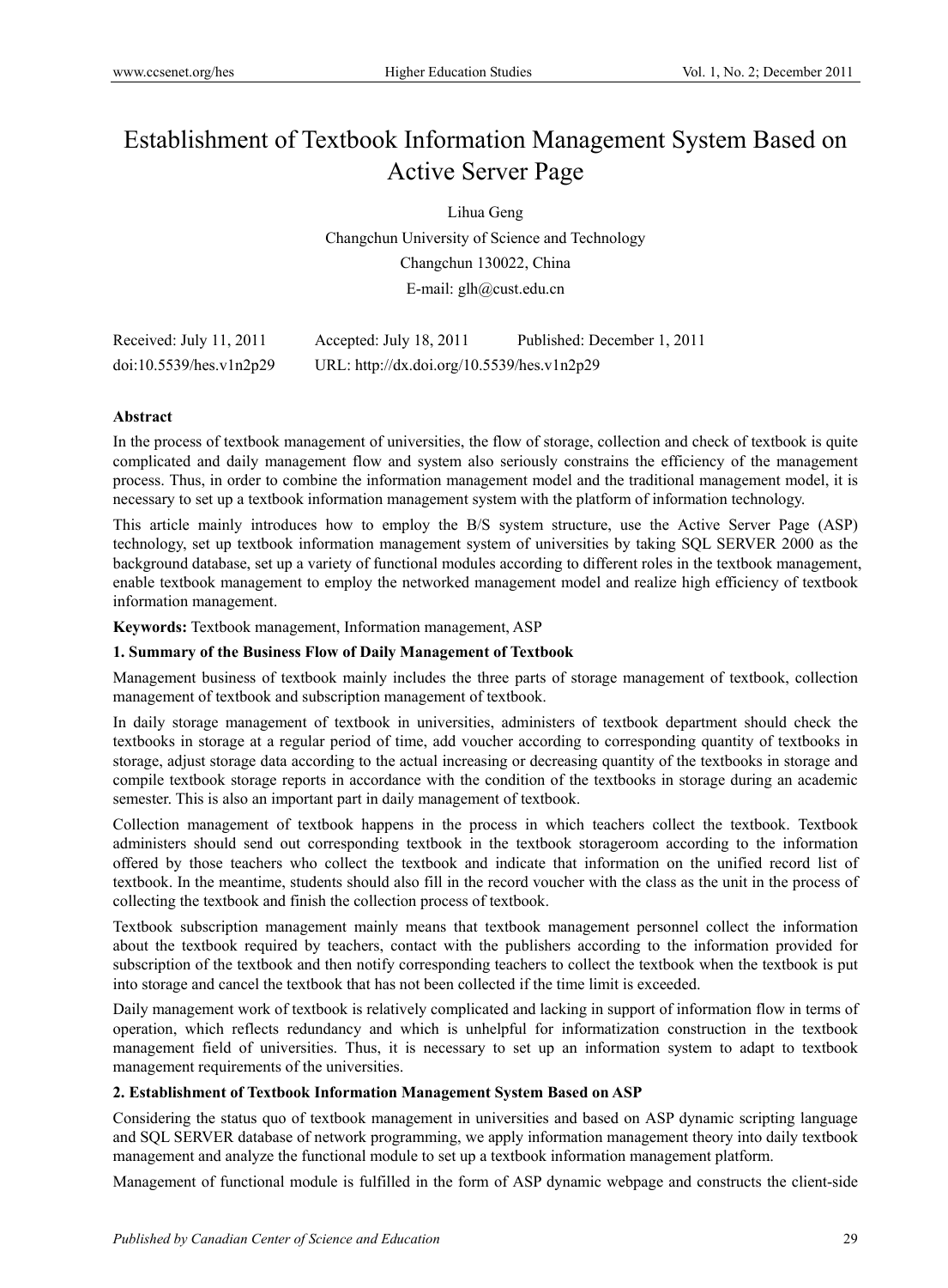# Establishment of Textbook Information Management System Based on Active Server Page

Lihua Geng

Changchun University of Science and Technology

Changchun 130022, China

E-mail: glh@cust.edu.cn

Received: July 11, 2011　　Accepted: July 18, 2011　　Published: December 1, 2011

doi:10.5539/hes.v1n2p29　　URL: http://dx.doi.org/10.5539/hes.v1n2p29

**Abstract**

In the process of textbook management of universities, the flow of storage, collection and check of textbook is quite complicated and daily management flow and system also seriously constrains the efficiency of the management process. Thus, in order to combine the information management model and the traditional management model, it is necessary to set up a textbook information management system with the platform of information technology.

This article mainly introduces how to employ the B/S system structure, use the Active Server Page (ASP) technology, set up textbook information management system of universities by taking SQL SERVER 2000 as the background database, set up a variety of functional modules according to different roles in the textbook management, enable textbook management to employ the networked management model and realize high efficiency of textbook information management.

**Keywords:** Textbook management, Information management, ASP

## 1. Summary of the Business Flow of Daily Management of Textbook

Management business of textbook mainly includes the three parts of storage management of textbook, collection management of textbook and subscription management of textbook.

In daily storage management of textbook in universities, administers of textbook department should check the textbooks in storage at a regular period of time, add voucher according to corresponding quantity of textbooks in storage, adjust storage data according to the actual increasing or decreasing quantity of the textbooks in storage and compile textbook storage reports in accordance with the condition of the textbooks in storage during an academic semester. This is also an important part in daily management of textbook.

Collection management of textbook happens in the process in which teachers collect the textbook. Textbook administers should send out corresponding textbook in the textbook storageroom according to the information offered by those teachers who collect the textbook and indicate that information on the unified record list of textbook. In the meantime, students should also fill in the record voucher with the class as the unit in the process of collecting the textbook and finish the collection process of textbook.

Textbook subscription management mainly means that textbook management personnel collect the information about the textbook required by teachers, contact with the publishers according to the information provided for subscription of the textbook and then notify corresponding teachers to collect the textbook when the textbook is put into storage and cancel the textbook that has not been collected if the time limit is exceeded.

Daily management work of textbook is relatively complicated and lacking in support of information flow in terms of operation, which reflects redundancy and which is unhelpful for informatization construction in the textbook management field of universities. Thus, it is necessary to set up an information system to adapt to textbook management requirements of the universities.

## 2. Establishment of Textbook Information Management System Based on ASP

Considering the status quo of textbook management in universities and based on ASP dynamic scripting language and SQL SERVER database of network programming, we apply information management theory into daily textbook management and analyze the functional module to set up a textbook information management platform.

Management of functional module is fulfilled in the form of ASP dynamic webpage and constructs the client-side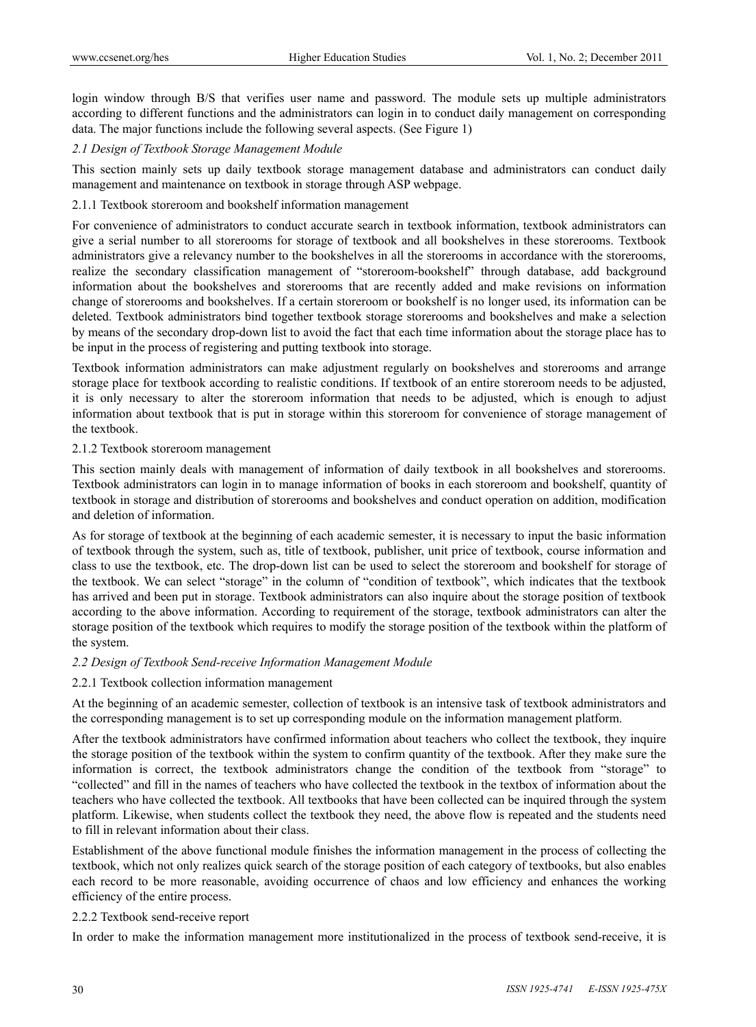login window through B/S that verifies user name and password. The module sets up multiple administrators according to different functions and the administrators can login in to conduct daily management on corresponding data. The major functions include the following several aspects. (See Figure 1)

### *2.1 Design of Textbook Storage Management Module*

This section mainly sets up daily textbook storage management database and administrators can conduct daily management and maintenance on textbook in storage through ASP webpage.

#### 2.1.1 Textbook storeroom and bookshelf information management

For convenience of administrators to conduct accurate search in textbook information, textbook administrators can give a serial number to all storerooms for storage of textbook and all bookshelves in these storerooms. Textbook administrators give a relevancy number to the bookshelves in all the storerooms in accordance with the storerooms, realize the secondary classification management of "storeroom-bookshelf" through database, add background information about the bookshelves and storerooms that are recently added and make revisions on information change of storerooms and bookshelves. If a certain storeroom or bookshelf is no longer used, its information can be deleted. Textbook administrators bind together textbook storage storerooms and bookshelves and make a selection by means of the secondary drop-down list to avoid the fact that each time information about the storage place has to be input in the process of registering and putting textbook into storage.

Textbook information administrators can make adjustment regularly on bookshelves and storerooms and arrange storage place for textbook according to realistic conditions. If textbook of an entire storeroom needs to be adjusted, it is only necessary to alter the storeroom information that needs to be adjusted, which is enough to adjust information about textbook that is put in storage within this storeroom for convenience of storage management of the textbook.

#### 2.1.2 Textbook storeroom management

This section mainly deals with management of information of daily textbook in all bookshelves and storerooms. Textbook administrators can login in to manage information of books in each storeroom and bookshelf, quantity of textbook in storage and distribution of storerooms and bookshelves and conduct operation on addition, modification and deletion of information.

As for storage of textbook at the beginning of each academic semester, it is necessary to input the basic information of textbook through the system, such as, title of textbook, publisher, unit price of textbook, course information and class to use the textbook, etc. The drop-down list can be used to select the storeroom and bookshelf for storage of the textbook. We can select "storage" in the column of "condition of textbook", which indicates that the textbook has arrived and been put in storage. Textbook administrators can also inquire about the storage position of textbook according to the above information. According to requirement of the storage, textbook administrators can alter the storage position of the textbook which requires to modify the storage position of the textbook within the platform of the system.

### *2.2 Design of Textbook Send-receive Information Management Module*

#### 2.2.1 Textbook collection information management

At the beginning of an academic semester, collection of textbook is an intensive task of textbook administrators and the corresponding management is to set up corresponding module on the information management platform.

After the textbook administrators have confirmed information about teachers who collect the textbook, they inquire the storage position of the textbook within the system to confirm quantity of the textbook. After they make sure the information is correct, the textbook administrators change the condition of the textbook from "storage" to "collected" and fill in the names of teachers who have collected the textbook in the textbox of information about the teachers who have collected the textbook. All textbooks that have been collected can be inquired through the system platform. Likewise, when students collect the textbook they need, the above flow is repeated and the students need to fill in relevant information about their class.

Establishment of the above functional module finishes the information management in the process of collecting the textbook, which not only realizes quick search of the storage position of each category of textbooks, but also enables each record to be more reasonable, avoiding occurrence of chaos and low efficiency and enhances the working efficiency of the entire process.

#### 2.2.2 Textbook send-receive report

In order to make the information management more institutionalized in the process of textbook send-receive, it is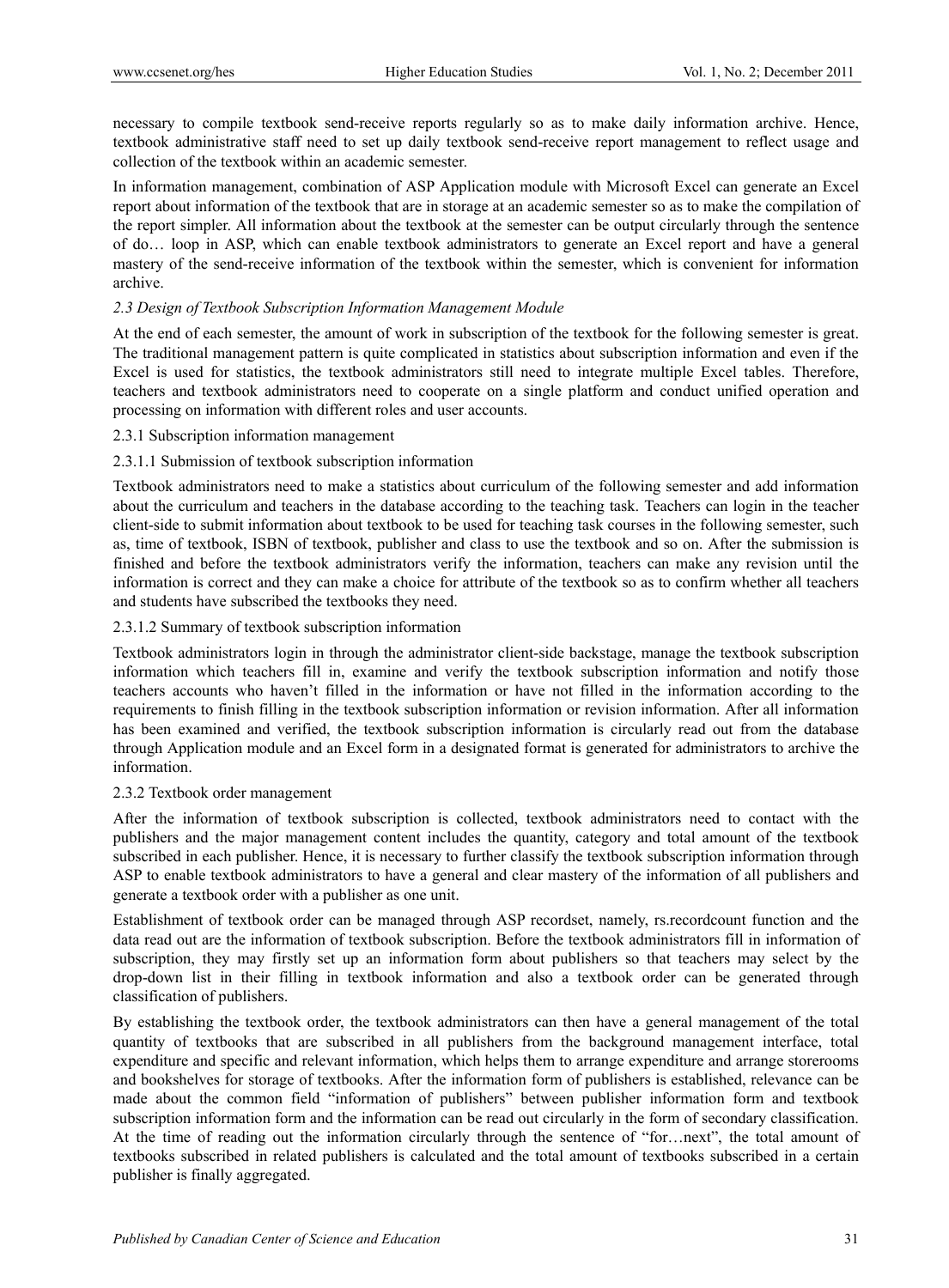necessary to compile textbook send-receive reports regularly so as to make daily information archive. Hence, textbook administrative staff need to set up daily textbook send-receive report management to reflect usage and collection of the textbook within an academic semester.

In information management, combination of ASP Application module with Microsoft Excel can generate an Excel report about information of the textbook that are in storage at an academic semester so as to make the compilation of the report simpler. All information about the textbook at the semester can be output circularly through the sentence of do… loop in ASP, which can enable textbook administrators to generate an Excel report and have a general mastery of the send-receive information of the textbook within the semester, which is convenient for information archive.

### *2.3 Design of Textbook Subscription Information Management Module*

At the end of each semester, the amount of work in subscription of the textbook for the following semester is great. The traditional management pattern is quite complicated in statistics about subscription information and even if the Excel is used for statistics, the textbook administrators still need to integrate multiple Excel tables. Therefore, teachers and textbook administrators need to cooperate on a single platform and conduct unified operation and processing on information with different roles and user accounts.

#### 2.3.1 Subscription information management

##### 2.3.1.1 Submission of textbook subscription information

Textbook administrators need to make a statistics about curriculum of the following semester and add information about the curriculum and teachers in the database according to the teaching task. Teachers can login in the teacher client-side to submit information about textbook to be used for teaching task courses in the following semester, such as, time of textbook, ISBN of textbook, publisher and class to use the textbook and so on. After the submission is finished and before the textbook administrators verify the information, teachers can make any revision until the information is correct and they can make a choice for attribute of the textbook so as to confirm whether all teachers and students have subscribed the textbooks they need.

##### 2.3.1.2 Summary of textbook subscription information

Textbook administrators login in through the administrator client-side backstage, manage the textbook subscription information which teachers fill in, examine and verify the textbook subscription information and notify those teachers accounts who haven't filled in the information or have not filled in the information according to the requirements to finish filling in the textbook subscription information or revision information. After all information has been examined and verified, the textbook subscription information is circularly read out from the database through Application module and an Excel form in a designated format is generated for administrators to archive the information.

#### 2.3.2 Textbook order management

After the information of textbook subscription is collected, textbook administrators need to contact with the publishers and the major management content includes the quantity, category and total amount of the textbook subscribed in each publisher. Hence, it is necessary to further classify the textbook subscription information through ASP to enable textbook administrators to have a general and clear mastery of the information of all publishers and generate a textbook order with a publisher as one unit.

Establishment of textbook order can be managed through ASP recordset, namely, rs.recordcount function and the data read out are the information of textbook subscription. Before the textbook administrators fill in information of subscription, they may firstly set up an information form about publishers so that teachers may select by the drop-down list in their filling in textbook information and also a textbook order can be generated through classification of publishers.

By establishing the textbook order, the textbook administrators can then have a general management of the total quantity of textbooks that are subscribed in all publishers from the background management interface, total expenditure and specific and relevant information, which helps them to arrange expenditure and arrange storerooms and bookshelves for storage of textbooks. After the information form of publishers is established, relevance can be made about the common field "information of publishers" between publisher information form and textbook subscription information form and the information can be read out circularly in the form of secondary classification. At the time of reading out the information circularly through the sentence of "for…next", the total amount of textbooks subscribed in related publishers is calculated and the total amount of textbooks subscribed in a certain publisher is finally aggregated.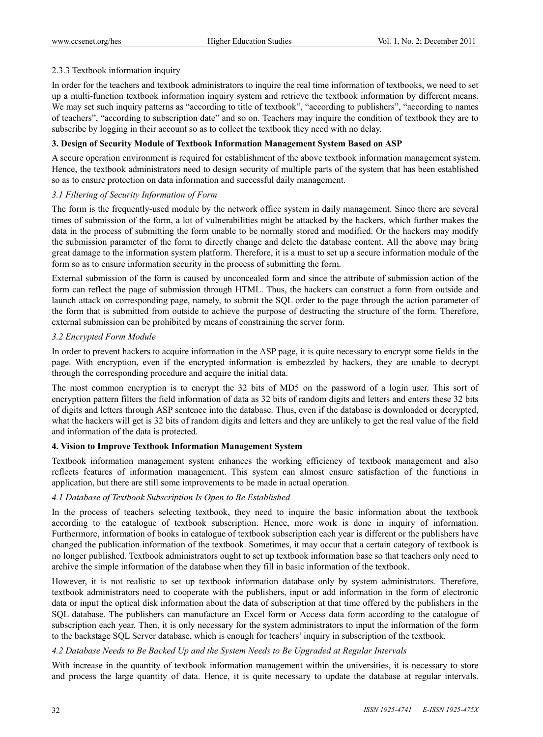#### 2.3.3 Textbook information inquiry

In order for the teachers and textbook administrators to inquire the real time information of textbooks, we need to set up a multi-function textbook information inquiry system and retrieve the textbook information by different means. We may set such inquiry patterns as "according to title of textbook", "according to publishers", "according to names of teachers", "according to subscription date" and so on. Teachers may inquire the condition of textbook they are to subscribe by logging in their account so as to collect the textbook they need with no delay.

## 3. Design of Security Module of Textbook Information Management System Based on ASP

A secure operation environment is required for establishment of the above textbook information management system. Hence, the textbook administrators need to design security of multiple parts of the system that has been established so as to ensure protection on data information and successful daily management.

### *3.1 Filtering of Security Information of Form*

The form is the frequently-used module by the network office system in daily management. Since there are several times of submission of the form, a lot of vulnerabilities might be attacked by the hackers, which further makes the data in the process of submitting the form unable to be normally stored and modified. Or the hackers may modify the submission parameter of the form to directly change and delete the database content. All the above may bring great damage to the information system platform. Therefore, it is a must to set up a secure information module of the form so as to ensure information security in the process of submitting the form.

External submission of the form is caused by unconcealed form and since the attribute of submission action of the form can reflect the page of submission through HTML. Thus, the hackers can construct a form from outside and launch attack on corresponding page, namely, to submit the SQL order to the page through the action parameter of the form that is submitted from outside to achieve the purpose of destructing the structure of the form. Therefore, external submission can be prohibited by means of constraining the server form.

### *3.2 Encrypted Form Module*

In order to prevent hackers to acquire information in the ASP page, it is quite necessary to encrypt some fields in the page. With encryption, even if the encrypted information is embezzled by hackers, they are unable to decrypt through the corresponding procedure and acquire the initial data.

The most common encryption is to encrypt the 32 bits of MD5 on the password of a login user. This sort of encryption pattern filters the field information of data as 32 bits of random digits and letters and enters these 32 bits of digits and letters through ASP sentence into the database. Thus, even if the database is downloaded or decrypted, what the hackers will get is 32 bits of random digits and letters and they are unlikely to get the real value of the field and information of the data is protected.

## 4. Vision to Improve Textbook Information Management System

Textbook information management system enhances the working efficiency of textbook management and also reflects features of information management. This system can almost ensure satisfaction of the functions in application, but there are still some improvements to be made in actual operation.

### *4.1 Database of Textbook Subscription Is Open to Be Established*

In the process of teachers selecting textbook, they need to inquire the basic information about the textbook according to the catalogue of textbook subscription. Hence, more work is done in inquiry of information. Furthermore, information of books in catalogue of textbook subscription each year is different or the publishers have changed the publication information of the textbook. Sometimes, it may occur that a certain category of textbook is no longer published. Textbook administrators ought to set up textbook information base so that teachers only need to archive the simple information of the database when they fill in basic information of the textbook.

However, it is not realistic to set up textbook information database only by system administrators. Therefore, textbook administrators need to cooperate with the publishers, input or add information in the form of electronic data or input the optical disk information about the data of subscription at that time offered by the publishers in the SQL database. The publishers can manufacture an Excel form or Access data form according to the catalogue of subscription each year. Then, it is only necessary for the system administrators to input the information of the form to the backstage SQL Server database, which is enough for teachers' inquiry in subscription of the textbook.

### *4.2 Database Needs to Be Backed Up and the System Needs to Be Upgraded at Regular Intervals*

With increase in the quantity of textbook information management within the universities, it is necessary to store and process the large quantity of data. Hence, it is quite necessary to update the database at regular intervals.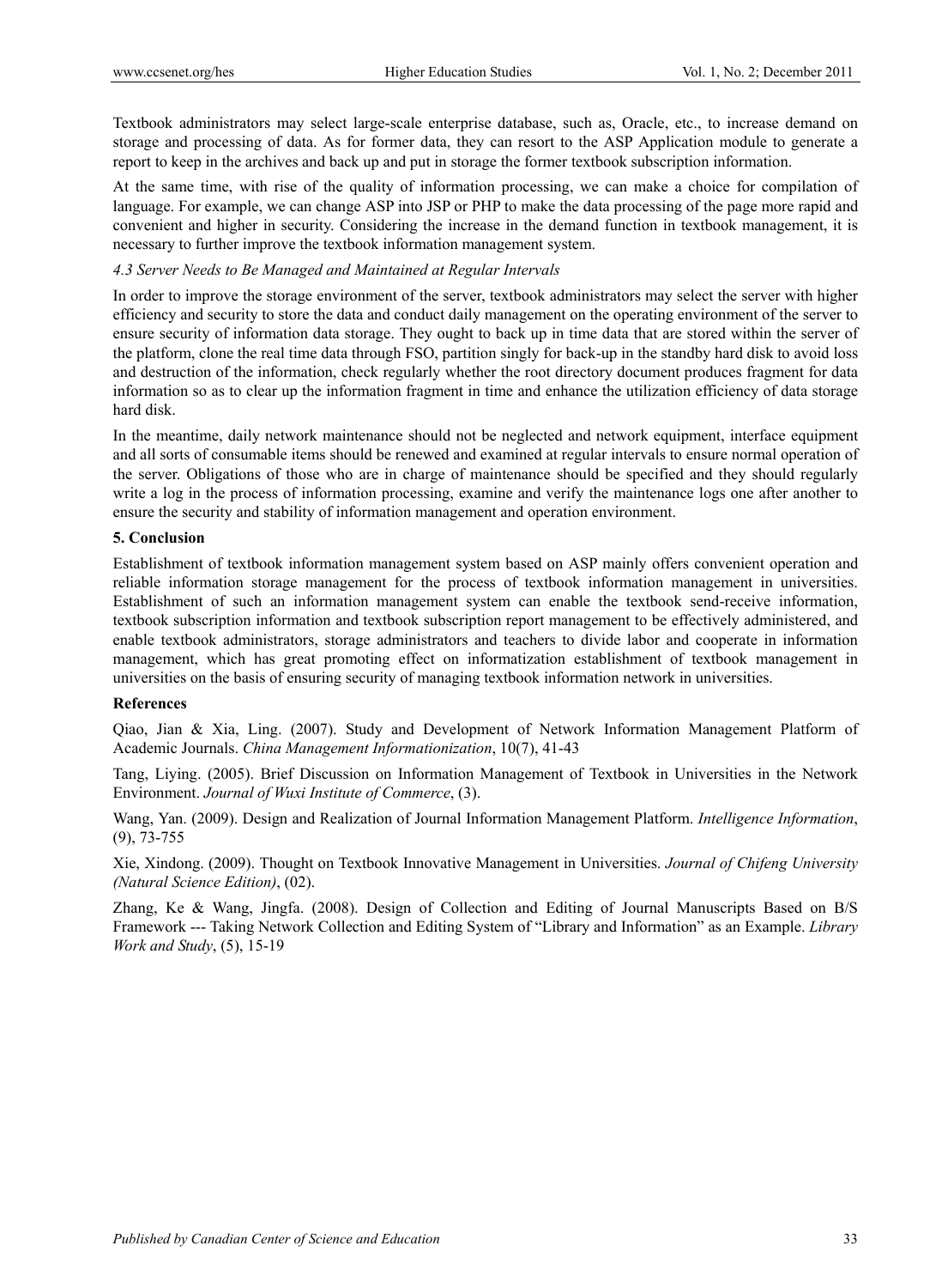Textbook administrators may select large-scale enterprise database, such as, Oracle, etc., to increase demand on storage and processing of data. As for former data, they can resort to the ASP Application module to generate a report to keep in the archives and back up and put in storage the former textbook subscription information.

At the same time, with rise of the quality of information processing, we can make a choice for compilation of language. For example, we can change ASP into JSP or PHP to make the data processing of the page more rapid and convenient and higher in security. Considering the increase in the demand function in textbook management, it is necessary to further improve the textbook information management system.

### *4.3 Server Needs to Be Managed and Maintained at Regular Intervals*

In order to improve the storage environment of the server, textbook administrators may select the server with higher efficiency and security to store the data and conduct daily management on the operating environment of the server to ensure security of information data storage. They ought to back up in time data that are stored within the server of the platform, clone the real time data through FSO, partition singly for back-up in the standby hard disk to avoid loss and destruction of the information, check regularly whether the root directory document produces fragment for data information so as to clear up the information fragment in time and enhance the utilization efficiency of data storage hard disk.

In the meantime, daily network maintenance should not be neglected and network equipment, interface equipment and all sorts of consumable items should be renewed and examined at regular intervals to ensure normal operation of the server. Obligations of those who are in charge of maintenance should be specified and they should regularly write a log in the process of information processing, examine and verify the maintenance logs one after another to ensure the security and stability of information management and operation environment.

## 5. Conclusion

Establishment of textbook information management system based on ASP mainly offers convenient operation and reliable information storage management for the process of textbook information management in universities. Establishment of such an information management system can enable the textbook send-receive information, textbook subscription information and textbook subscription report management to be effectively administered, and enable textbook administrators, storage administrators and teachers to divide labor and cooperate in information management, which has great promoting effect on informatization establishment of textbook management in universities on the basis of ensuring security of managing textbook information network in universities.

## References

Qiao, Jian & Xia, Ling. (2007). Study and Development of Network Information Management Platform of Academic Journals. *China Management Informationization*, 10(7), 41-43

Tang, Liying. (2005). Brief Discussion on Information Management of Textbook in Universities in the Network Environment. *Journal of Wuxi Institute of Commerce*, (3).

Wang, Yan. (2009). Design and Realization of Journal Information Management Platform. *Intelligence Information*, (9), 73-755

Xie, Xindong. (2009). Thought on Textbook Innovative Management in Universities. *Journal of Chifeng University (Natural Science Edition)*, (02).

Zhang, Ke & Wang, Jingfa. (2008). Design of Collection and Editing of Journal Manuscripts Based on B/S Framework --- Taking Network Collection and Editing System of "Library and Information" as an Example. *Library Work and Study*, (5), 15-19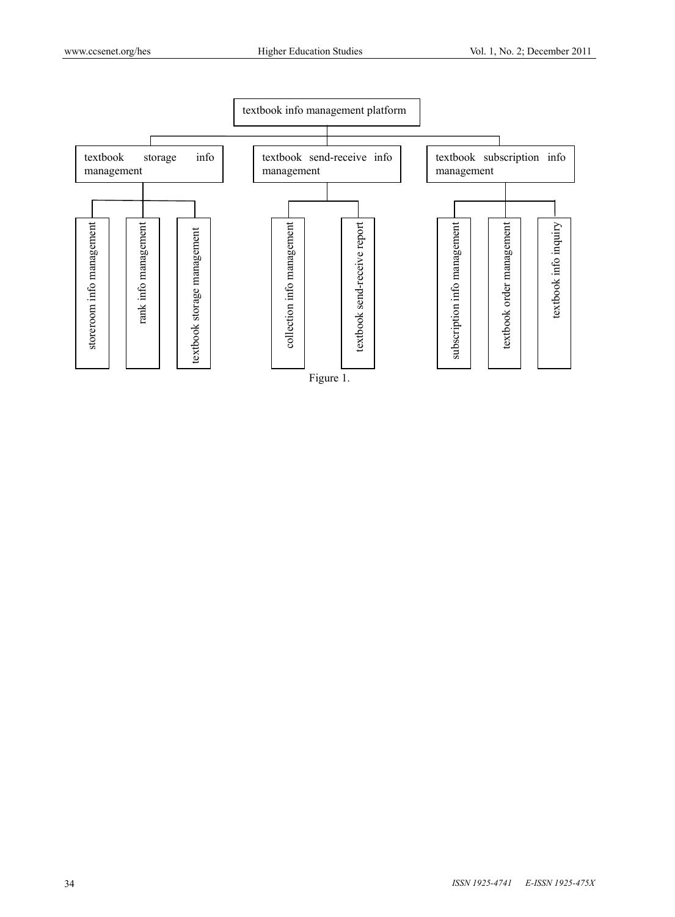textbook info management platform

textbook storage info management

textbook send-receive info management

textbook subscription info management

storeroom info management

rank info management

textbook storage management

collection info management

textbook send-receive report

subscription info management

textbook order management

textbook info inquiry

Figure 1.